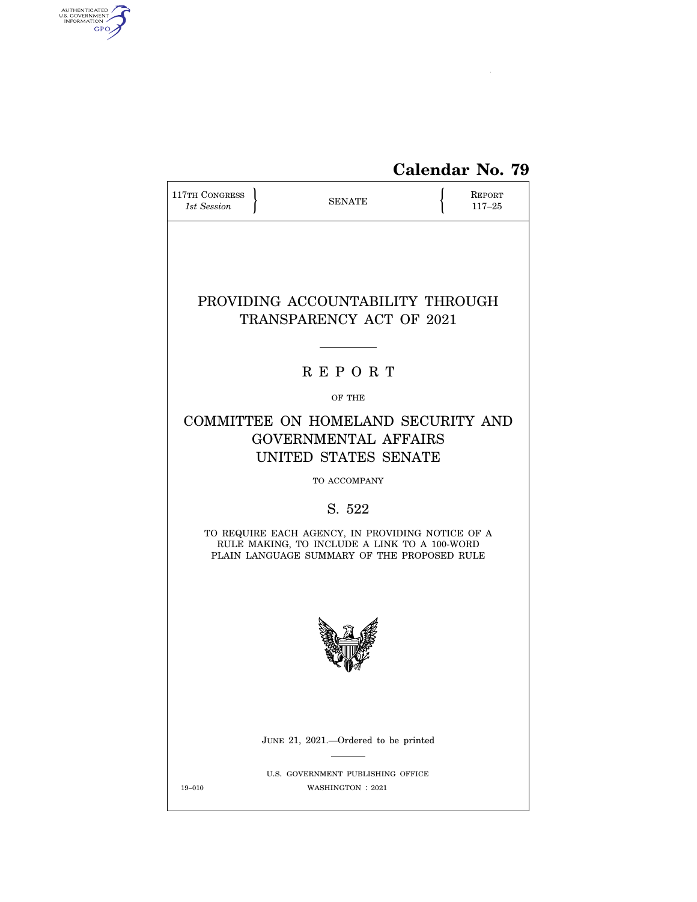# Calendar No. 79

117TH CONGRESS
*1st Session*

SENATE

REPORT
117–25

# PROVIDING ACCOUNTABILITY THROUGH TRANSPARENCY ACT OF 2021

## R E P O R T

OF THE

## COMMITTEE ON HOMELAND SECURITY AND GOVERNMENTAL AFFAIRS UNITED STATES SENATE

TO ACCOMPANY

## S. 522

TO REQUIRE EACH AGENCY, IN PROVIDING NOTICE OF A RULE MAKING, TO INCLUDE A LINK TO A 100-WORD PLAIN LANGUAGE SUMMARY OF THE PROPOSED RULE

JUNE 21, 2021.—Ordered to be printed

U.S. GOVERNMENT PUBLISHING OFFICE

19–010 WASHINGTON : 2021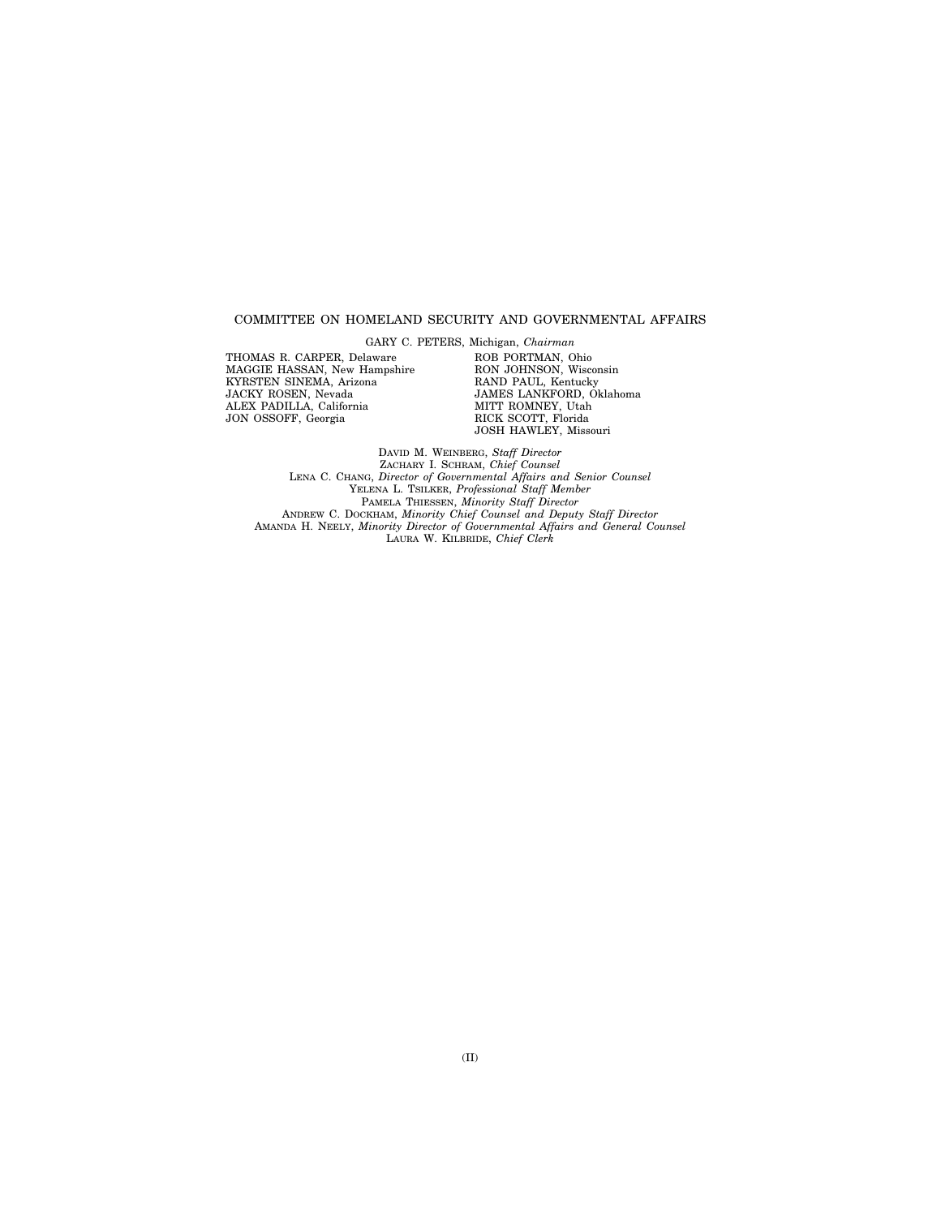## COMMITTEE ON HOMELAND SECURITY AND GOVERNMENTAL AFFAIRS

GARY C. PETERS, Michigan, *Chairman*

| | |
|---|---|
| THOMAS R. CARPER, Delaware | ROB PORTMAN, Ohio |
| MAGGIE HASSAN, New Hampshire | RON JOHNSON, Wisconsin |
| KYRSTEN SINEMA, Arizona | RAND PAUL, Kentucky |
| JACKY ROSEN, Nevada | JAMES LANKFORD, Oklahoma |
| ALEX PADILLA, California | MITT ROMNEY, Utah |
| JON OSSOFF, Georgia | RICK SCOTT, Florida |
| | JOSH HAWLEY, Missouri |

DAVID M. WEINBERG, *Staff Director*
ZACHARY I. SCHRAM, *Chief Counsel*
LENA C. CHANG, *Director of Governmental Affairs and Senior Counsel*
YELENA L. TSILKER, *Professional Staff Member*
PAMELA THIESSEN, *Minority Staff Director*
ANDREW C. DOCKHAM, *Minority Chief Counsel and Deputy Staff Director*
AMANDA H. NEELY, *Minority Director of Governmental Affairs and General Counsel*
LAURA W. KILBRIDE, *Chief Clerk*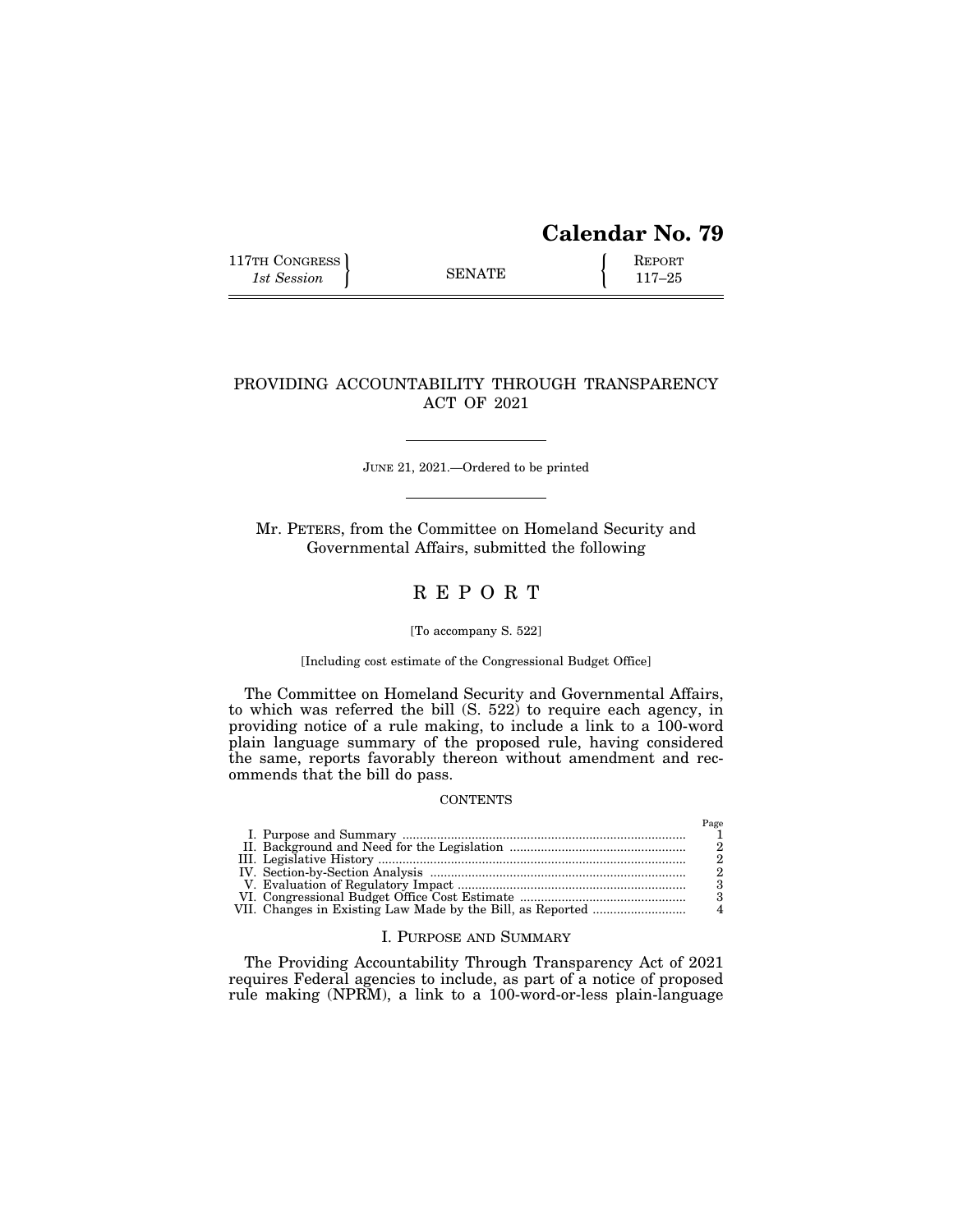# Calendar No. 79

117TH CONGRESS
*1st Session*

SENATE

REPORT
117–25

## PROVIDING ACCOUNTABILITY THROUGH TRANSPARENCY ACT OF 2021

JUNE 21, 2021.—Ordered to be printed

Mr. PETERS, from the Committee on Homeland Security and Governmental Affairs, submitted the following

# R E P O R T

[To accompany S. 522]

[Including cost estimate of the Congressional Budget Office]

The Committee on Homeland Security and Governmental Affairs, to which was referred the bill (S. 522) to require each agency, in providing notice of a rule making, to include a link to a 100-word plain language summary of the proposed rule, having considered the same, reports favorably thereon without amendment and recommends that the bill do pass.

CONTENTS

| | Page |
|---|---|
| I. Purpose and Summary | 1 |
| II. Background and Need for the Legislation | 2 |
| III. Legislative History | 2 |
| IV. Section-by-Section Analysis | 2 |
| V. Evaluation of Regulatory Impact | 3 |
| VI. Congressional Budget Office Cost Estimate | 3 |
| VII. Changes in Existing Law Made by the Bill, as Reported | 4 |

## I. PURPOSE AND SUMMARY

The Providing Accountability Through Transparency Act of 2021 requires Federal agencies to include, as part of a notice of proposed rule making (NPRM), a link to a 100-word-or-less plain-language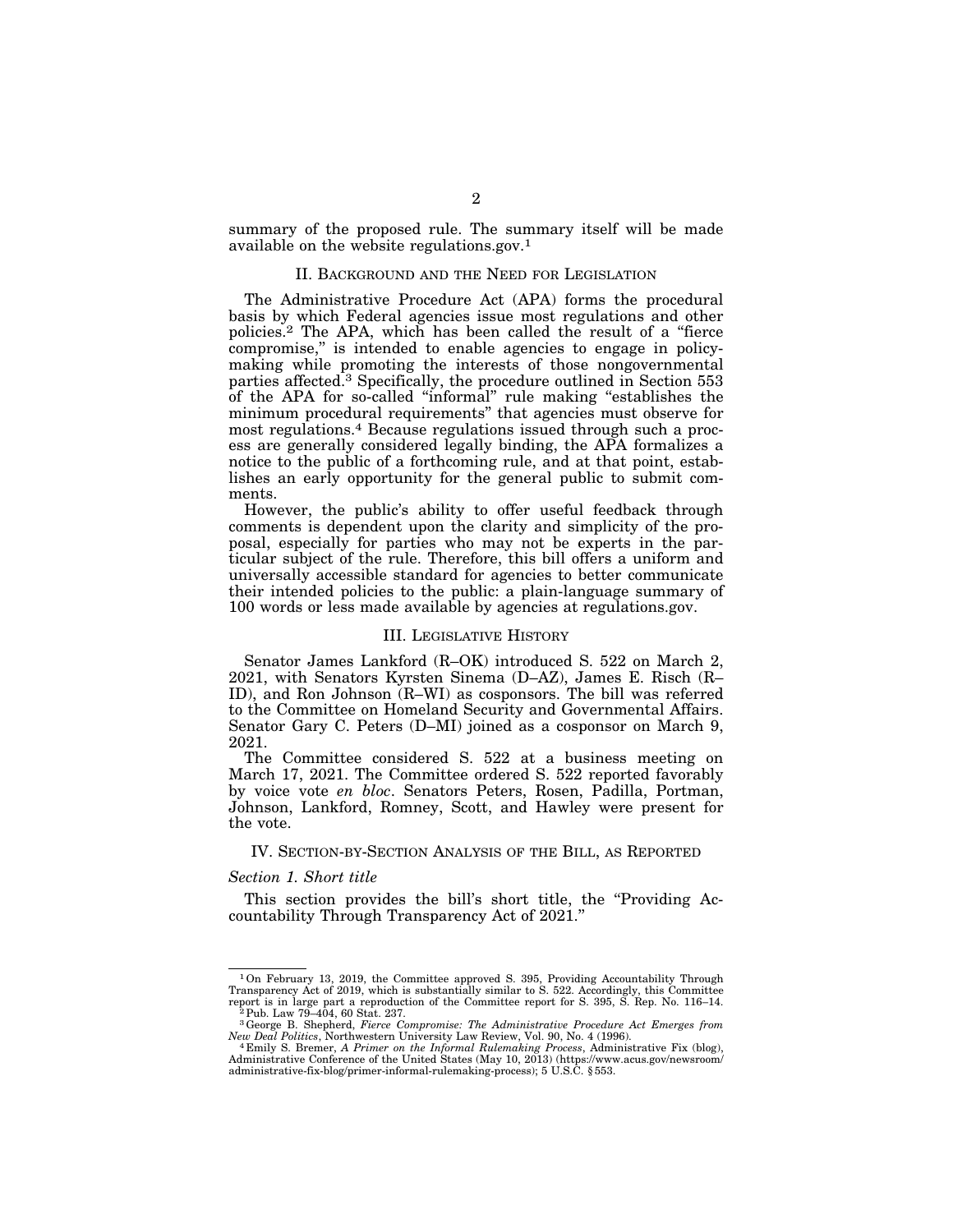summary of the proposed rule. The summary itself will be made available on the website regulations.gov.[1]

## II. Background and the Need for Legislation

The Administrative Procedure Act (APA) forms the procedural basis by which Federal agencies issue most regulations and other policies.[2] The APA, which has been called the result of a "fierce compromise," is intended to enable agencies to engage in policymaking while promoting the interests of those nongovernmental parties affected.[3] Specifically, the procedure outlined in Section 553 of the APA for so-called "informal" rule making "establishes the minimum procedural requirements" that agencies must observe for most regulations.[4] Because regulations issued through such a process are generally considered legally binding, the APA formalizes a notice to the public of a forthcoming rule, and at that point, establishes an early opportunity for the general public to submit comments.

However, the public's ability to offer useful feedback through comments is dependent upon the clarity and simplicity of the proposal, especially for parties who may not be experts in the particular subject of the rule. Therefore, this bill offers a uniform and universally accessible standard for agencies to better communicate their intended policies to the public: a plain-language summary of 100 words or less made available by agencies at regulations.gov.

## III. Legislative History

Senator James Lankford (R–OK) introduced S. 522 on March 2, 2021, with Senators Kyrsten Sinema (D–AZ), James E. Risch (R–ID), and Ron Johnson (R–WI) as cosponsors. The bill was referred to the Committee on Homeland Security and Governmental Affairs. Senator Gary C. Peters (D–MI) joined as a cosponsor on March 9, 2021.

The Committee considered S. 522 at a business meeting on March 17, 2021. The Committee ordered S. 522 reported favorably by voice vote *en bloc*. Senators Peters, Rosen, Padilla, Portman, Johnson, Lankford, Romney, Scott, and Hawley were present for the vote.

## IV. Section-by-Section Analysis of the Bill, as Reported

### *Section 1. Short title*

This section provides the bill's short title, the "Providing Accountability Through Transparency Act of 2021."

---

[1] On February 13, 2019, the Committee approved S. 395, Providing Accountability Through Transparency Act of 2019, which is substantially similar to S. 522. Accordingly, this Committee report is in large part a reproduction of the Committee report for S. 395, S. Rep. No. 116–14.

[2] Pub. Law 79–404, 60 Stat. 237.

[3] George B. Shepherd, *Fierce Compromise: The Administrative Procedure Act Emerges from New Deal Politics*, Northwestern University Law Review, Vol. 90, No. 4 (1996).

[4] Emily S. Bremer, *A Primer on the Informal Rulemaking Process*, Administrative Fix (blog), Administrative Conference of the United States (May 10, 2013) (https://www.acus.gov/newsroom/administrative-fix-blog/primer-informal-rulemaking-process); 5 U.S.C. § 553.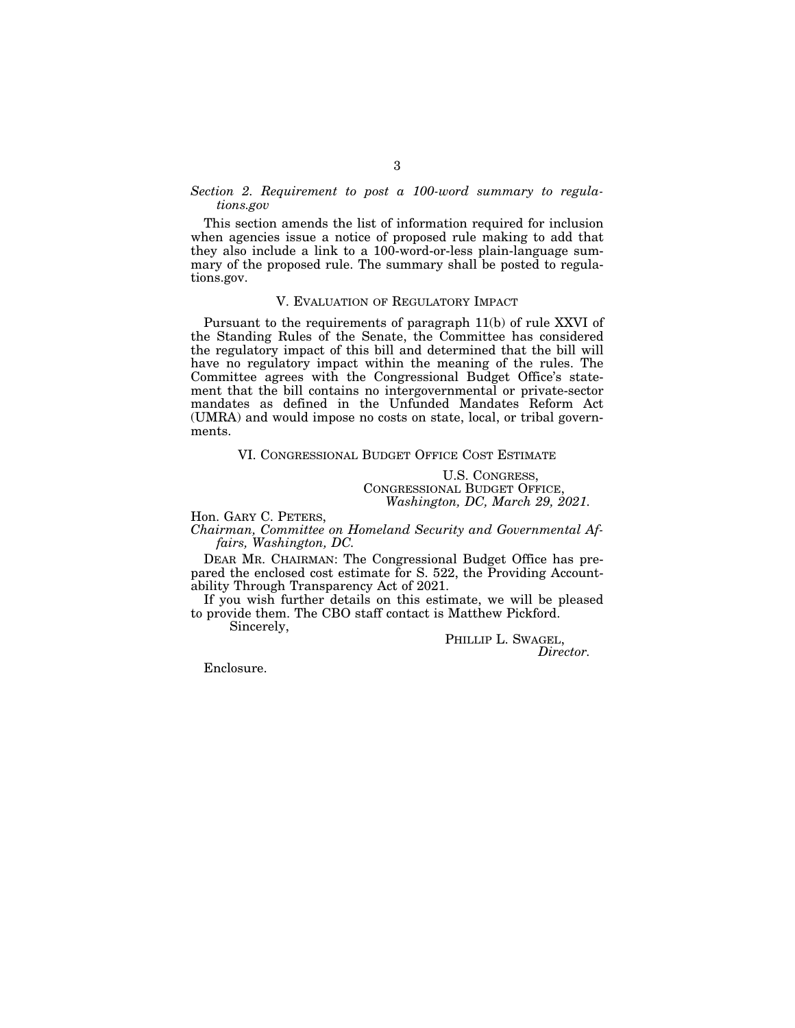*Section 2. Requirement to post a 100-word summary to regulations.gov*

This section amends the list of information required for inclusion when agencies issue a notice of proposed rule making to add that they also include a link to a 100-word-or-less plain-language summary of the proposed rule. The summary shall be posted to regulations.gov.

## V. Evaluation of Regulatory Impact

Pursuant to the requirements of paragraph 11(b) of rule XXVI of the Standing Rules of the Senate, the Committee has considered the regulatory impact of this bill and determined that the bill will have no regulatory impact within the meaning of the rules. The Committee agrees with the Congressional Budget Office's statement that the bill contains no intergovernmental or private-sector mandates as defined in the Unfunded Mandates Reform Act (UMRA) and would impose no costs on state, local, or tribal governments.

## VI. Congressional Budget Office Cost Estimate

U.S. Congress,
Congressional Budget Office,
*Washington, DC, March 29, 2021.*

Hon. Gary C. Peters,
*Chairman, Committee on Homeland Security and Governmental Affairs, Washington, DC.*

Dear Mr. Chairman: The Congressional Budget Office has prepared the enclosed cost estimate for S. 522, the Providing Accountability Through Transparency Act of 2021.

If you wish further details on this estimate, we will be pleased to provide them. The CBO staff contact is Matthew Pickford.

Sincerely,

Phillip L. Swagel,
*Director.*

Enclosure.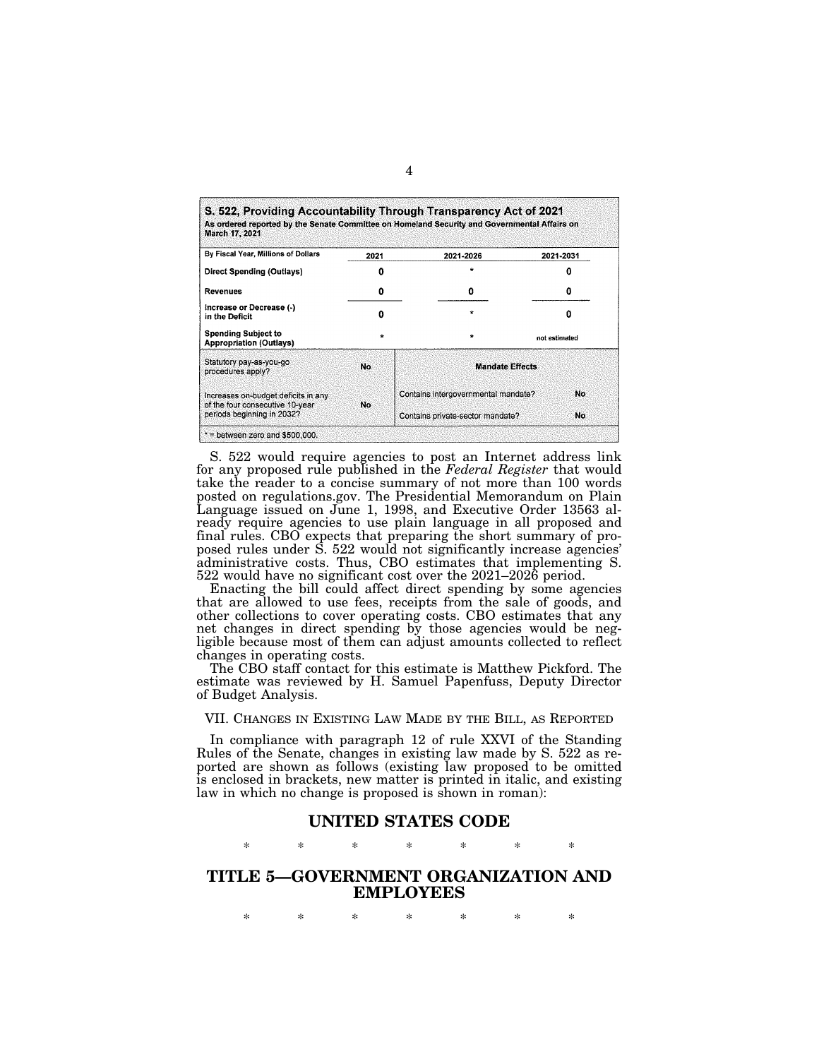**S. 522, Providing Accountability Through Transparency Act of 2021**
As ordered reported by the Senate Committee on Homeland Security and Governmental Affairs on March 17, 2021

| By Fiscal Year, Millions of Dollars | 2021 | 2021-2026 | 2021-2031 |
|---|---|---|---|
| Direct Spending (Outlays) | 0 | * | 0 |
| Revenues | 0 | 0 | 0 |
| Increase or Decrease (-) in the Deficit | 0 | * | 0 |
| Spending Subject to Appropriation (Outlays) | * | * | not estimated |

| Statutory pay-as-you-go procedures apply? | No | Mandate Effects | |
|---|---|---|---|
| Increases on-budget deficits in any of the four consecutive 10-year periods beginning in 2032? | No | Contains intergovernmental mandate? | No |
| | | Contains private-sector mandate? | No |

* = between zero and $500,000.

S. 522 would require agencies to post an Internet address link for any proposed rule published in the *Federal Register* that would take the reader to a concise summary of not more than 100 words posted on regulations.gov. The Presidential Memorandum on Plain Language issued on June 1, 1998, and Executive Order 13563 already require agencies to use plain language in all proposed and final rules. CBO expects that preparing the short summary of proposed rules under S. 522 would not significantly increase agencies' administrative costs. Thus, CBO estimates that implementing S. 522 would have no significant cost over the 2021–2026 period.

Enacting the bill could affect direct spending by some agencies that are allowed to use fees, receipts from the sale of goods, and other collections to cover operating costs. CBO estimates that any net changes in direct spending by those agencies would be negligible because most of them can adjust amounts collected to reflect changes in operating costs.

The CBO staff contact for this estimate is Matthew Pickford. The estimate was reviewed by H. Samuel Papenfuss, Deputy Director of Budget Analysis.

## VII. Changes in Existing Law Made by the Bill, as Reported

In compliance with paragraph 12 of rule XXVI of the Standing Rules of the Senate, changes in existing law made by S. 522 as reported are shown as follows (existing law proposed to be omitted is enclosed in brackets, new matter is printed in italic, and existing law in which no change is proposed is shown in roman):

# UNITED STATES CODE

\* \* \* \* \* \* \*

# TITLE 5—GOVERNMENT ORGANIZATION AND EMPLOYEES

\* \* \* \* \* \* \*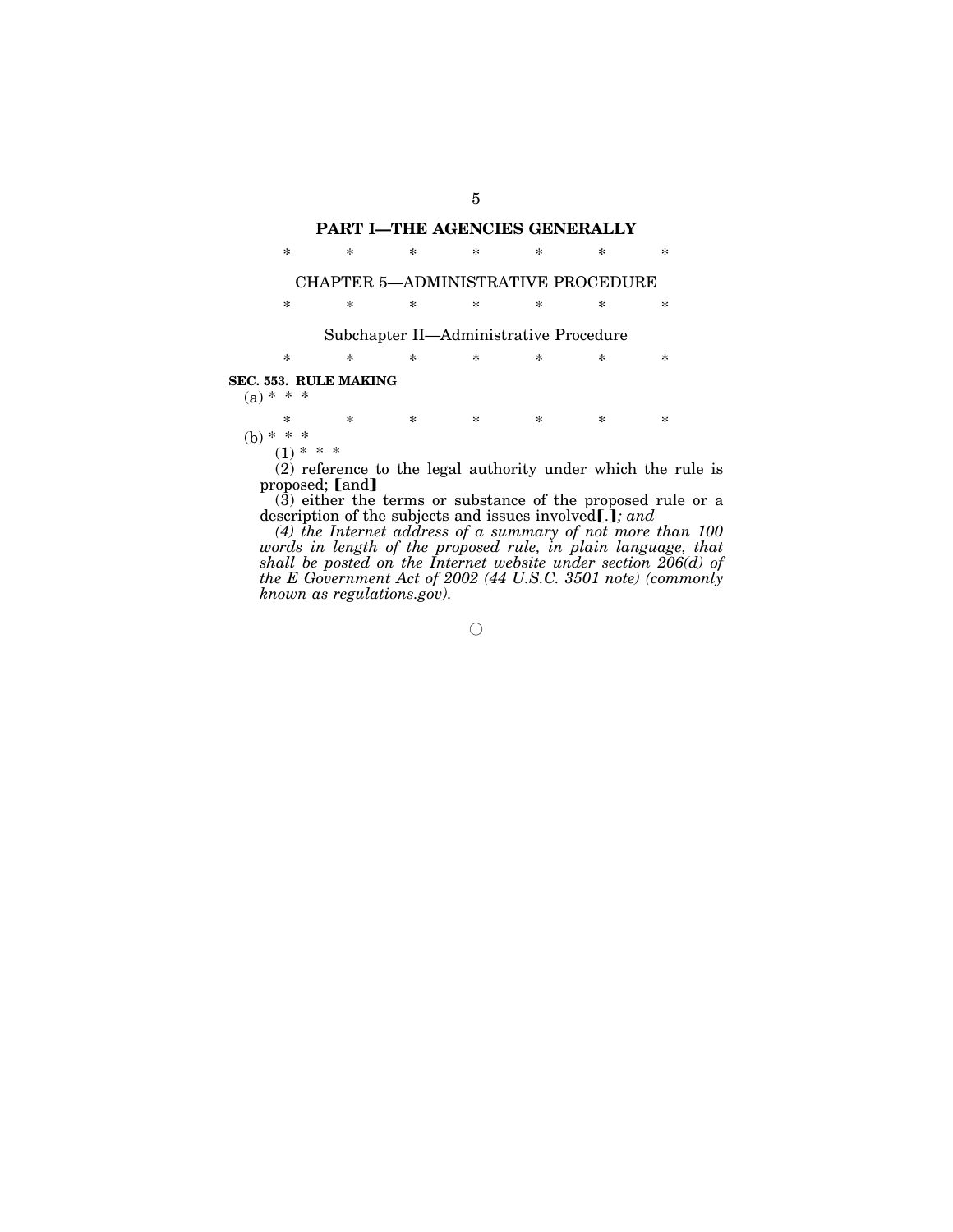## PART I—THE AGENCIES GENERALLY

\* \* \* \* \* \* \*

### CHAPTER 5—ADMINISTRATIVE PROCEDURE

\* \* \* \* \* \* \*

### Subchapter II—Administrative Procedure

\* \* \* \* \* \* \*

**SEC. 553. RULE MAKING**

(a) \* \* \*

\* \* \* \* \* \* \*

(b) \* \* \*

(1) \* \* \*

(2) reference to the legal authority under which the rule is proposed; **[**and**]**

(3) either the terms or substance of the proposed rule or a description of the subjects and issues involved**[**.**]***; and*

*(4) the Internet address of a summary of not more than 100 words in length of the proposed rule, in plain language, that shall be posted on the Internet website under section 206(d) of the E Government Act of 2002 (44 U.S.C. 3501 note) (commonly known as regulations.gov).*

○